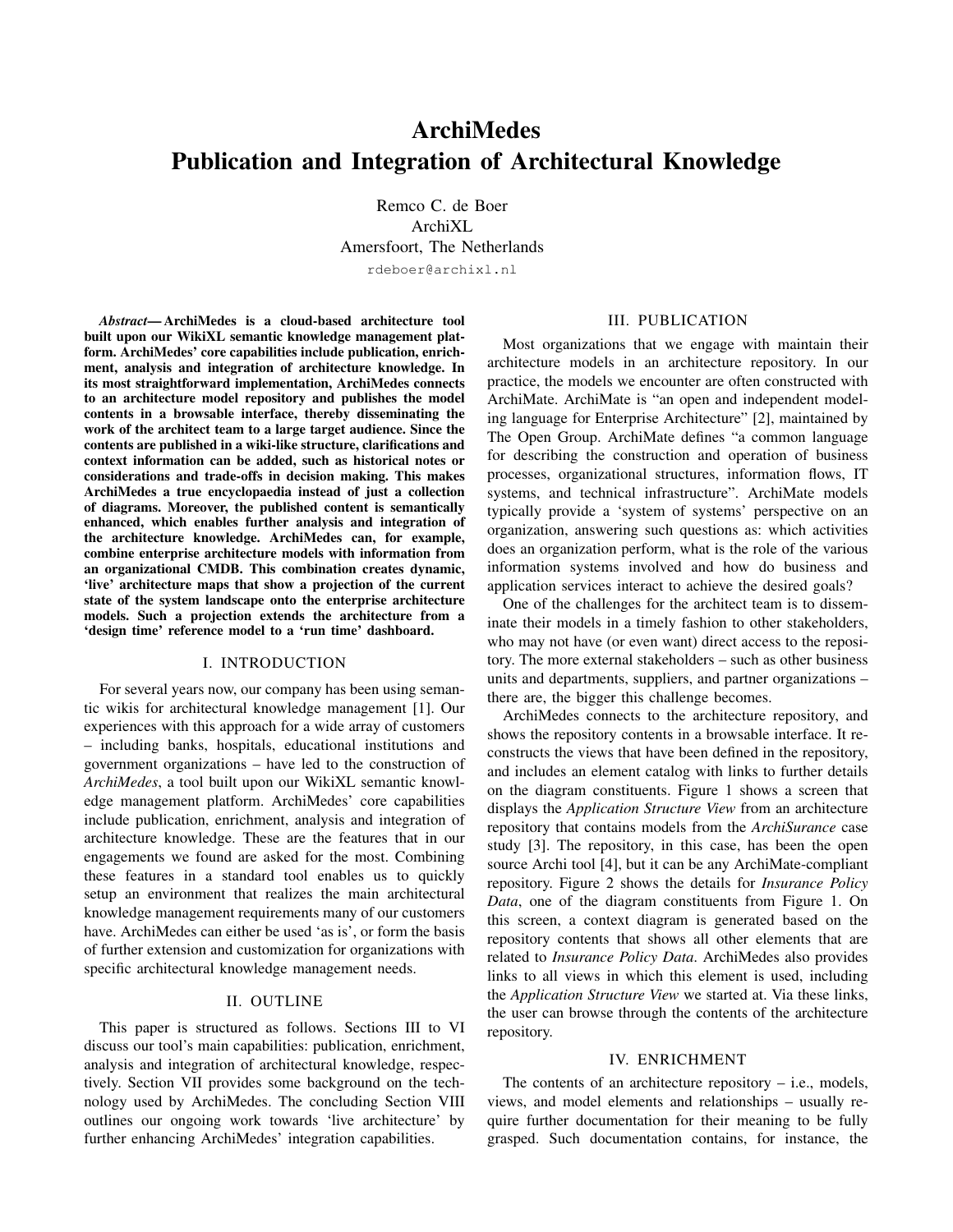# ArchiMedes
# Publication and Integration of Architectural Knowledge

Remco C. de Boer
ArchiXL
Amersfoort, The Netherlands
rdeboer@archixl.nl

***Abstract*— ArchiMedes is a cloud-based architecture tool built upon our WikiXL semantic knowledge management platform. ArchiMedes' core capabilities include publication, enrichment, analysis and integration of architecture knowledge. In its most straightforward implementation, ArchiMedes connects to an architecture model repository and publishes the model contents in a browsable interface, thereby disseminating the work of the architect team to a large target audience. Since the contents are published in a wiki-like structure, clarifications and context information can be added, such as historical notes or considerations and trade-offs in decision making. This makes ArchiMedes a true encyclopaedia instead of just a collection of diagrams. Moreover, the published content is semantically enhanced, which enables further analysis and integration of the architecture knowledge. ArchiMedes can, for example, combine enterprise architecture models with information from an organizational CMDB. This combination creates dynamic, 'live' architecture maps that show a projection of the current state of the system landscape onto the enterprise architecture models. Such a projection extends the architecture from a 'design time' reference model to a 'run time' dashboard.**

## I. INTRODUCTION

For several years now, our company has been using semantic wikis for architectural knowledge management [1]. Our experiences with this approach for a wide array of customers – including banks, hospitals, educational institutions and government organizations – have led to the construction of *ArchiMedes*, a tool built upon our WikiXL semantic knowledge management platform. ArchiMedes' core capabilities include publication, enrichment, analysis and integration of architecture knowledge. These are the features that in our engagements we found are asked for the most. Combining these features in a standard tool enables us to quickly setup an environment that realizes the main architectural knowledge management requirements many of our customers have. ArchiMedes can either be used 'as is', or form the basis of further extension and customization for organizations with specific architectural knowledge management needs.

## II. OUTLINE

This paper is structured as follows. Sections III to VI discuss our tool's main capabilities: publication, enrichment, analysis and integration of architectural knowledge, respectively. Section VII provides some background on the technology used by ArchiMedes. The concluding Section VIII outlines our ongoing work towards 'live architecture' by further enhancing ArchiMedes' integration capabilities.

## III. PUBLICATION

Most organizations that we engage with maintain their architecture models in an architecture repository. In our practice, the models we encounter are often constructed with ArchiMate. ArchiMate is "an open and independent modeling language for Enterprise Architecture" [2], maintained by The Open Group. ArchiMate defines "a common language for describing the construction and operation of business processes, organizational structures, information flows, IT systems, and technical infrastructure". ArchiMate models typically provide a 'system of systems' perspective on an organization, answering such questions as: which activities does an organization perform, what is the role of the various information systems involved and how do business and application services interact to achieve the desired goals?

One of the challenges for the architect team is to disseminate their models in a timely fashion to other stakeholders, who may not have (or even want) direct access to the repository. The more external stakeholders – such as other business units and departments, suppliers, and partner organizations – there are, the bigger this challenge becomes.

ArchiMedes connects to the architecture repository, and shows the repository contents in a browsable interface. It reconstructs the views that have been defined in the repository, and includes an element catalog with links to further details on the diagram constituents. Figure 1 shows a screen that displays the *Application Structure View* from an architecture repository that contains models from the *ArchiSurance* case study [3]. The repository, in this case, has been the open source Archi tool [4], but it can be any ArchiMate-compliant repository. Figure 2 shows the details for *Insurance Policy Data*, one of the diagram constituents from Figure 1. On this screen, a context diagram is generated based on the repository contents that shows all other elements that are related to *Insurance Policy Data*. ArchiMedes also provides links to all views in which this element is used, including the *Application Structure View* we started at. Via these links, the user can browse through the contents of the architecture repository.

## IV. ENRICHMENT

The contents of an architecture repository – i.e., models, views, and model elements and relationships – usually require further documentation for their meaning to be fully grasped. Such documentation contains, for instance, the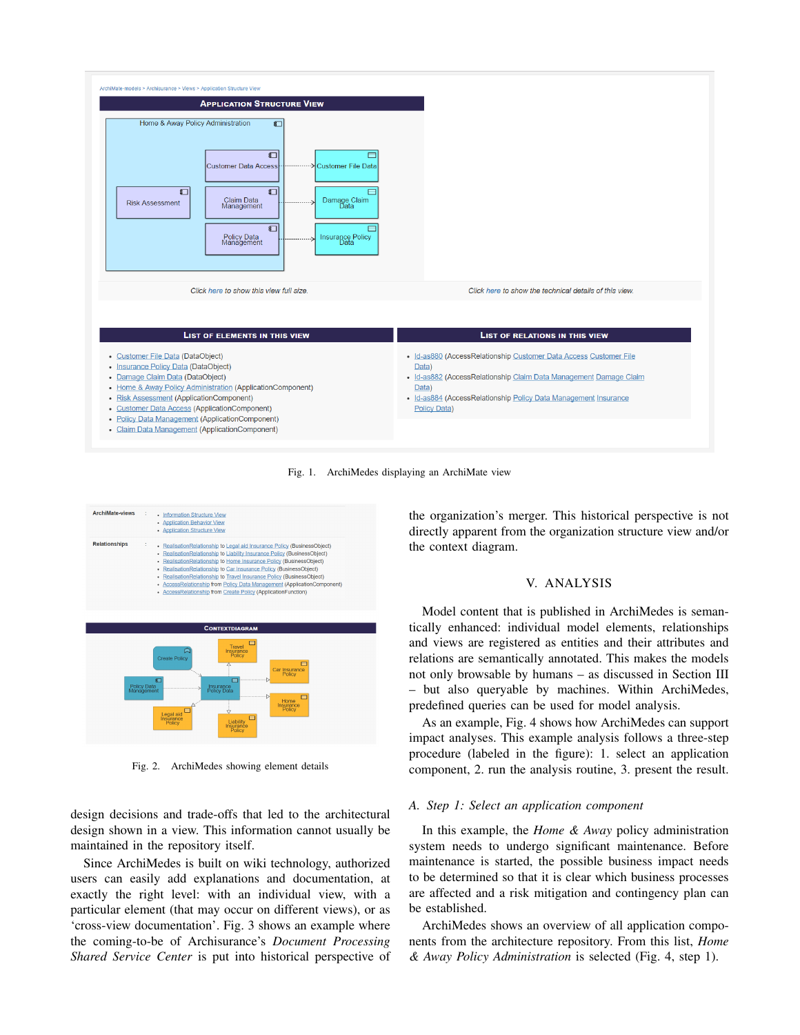Fig. 1. ArchiMedes displaying an ArchiMate view

Fig. 2. ArchiMedes showing element details

design decisions and trade-offs that led to the architectural design shown in a view. This information cannot usually be maintained in the repository itself.

Since ArchiMedes is built on wiki technology, authorized users can easily add explanations and documentation, at exactly the right level: with an individual view, with a particular element (that may occur on different views), or as 'cross-view documentation'. Fig. 3 shows an example where the coming-to-be of Archisurance's *Document Processing Shared Service Center* is put into historical perspective of the organization's merger. This historical perspective is not directly apparent from the organization structure view and/or the context diagram.

## V. Analysis

Model content that is published in ArchiMedes is semantically enhanced: individual model elements, relationships and views are registered as entities and their attributes and relations are semantically annotated. This makes the models not only browsable by humans – as discussed in Section III – but also queryable by machines. Within ArchiMedes, predefined queries can be used for model analysis.

As an example, Fig. 4 shows how ArchiMedes can support impact analyses. This example analysis follows a three-step procedure (labeled in the figure): 1. select an application component, 2. run the analysis routine, 3. present the result.

### A. Step 1: Select an application component

In this example, the *Home & Away* policy administration system needs to undergo significant maintenance. Before maintenance is started, the possible business impact needs to be determined so that it is clear which business processes are affected and a risk mitigation and contingency plan can be established.

ArchiMedes shows an overview of all application components from the architecture repository. From this list, *Home & Away Policy Administration* is selected (Fig. 4, step 1).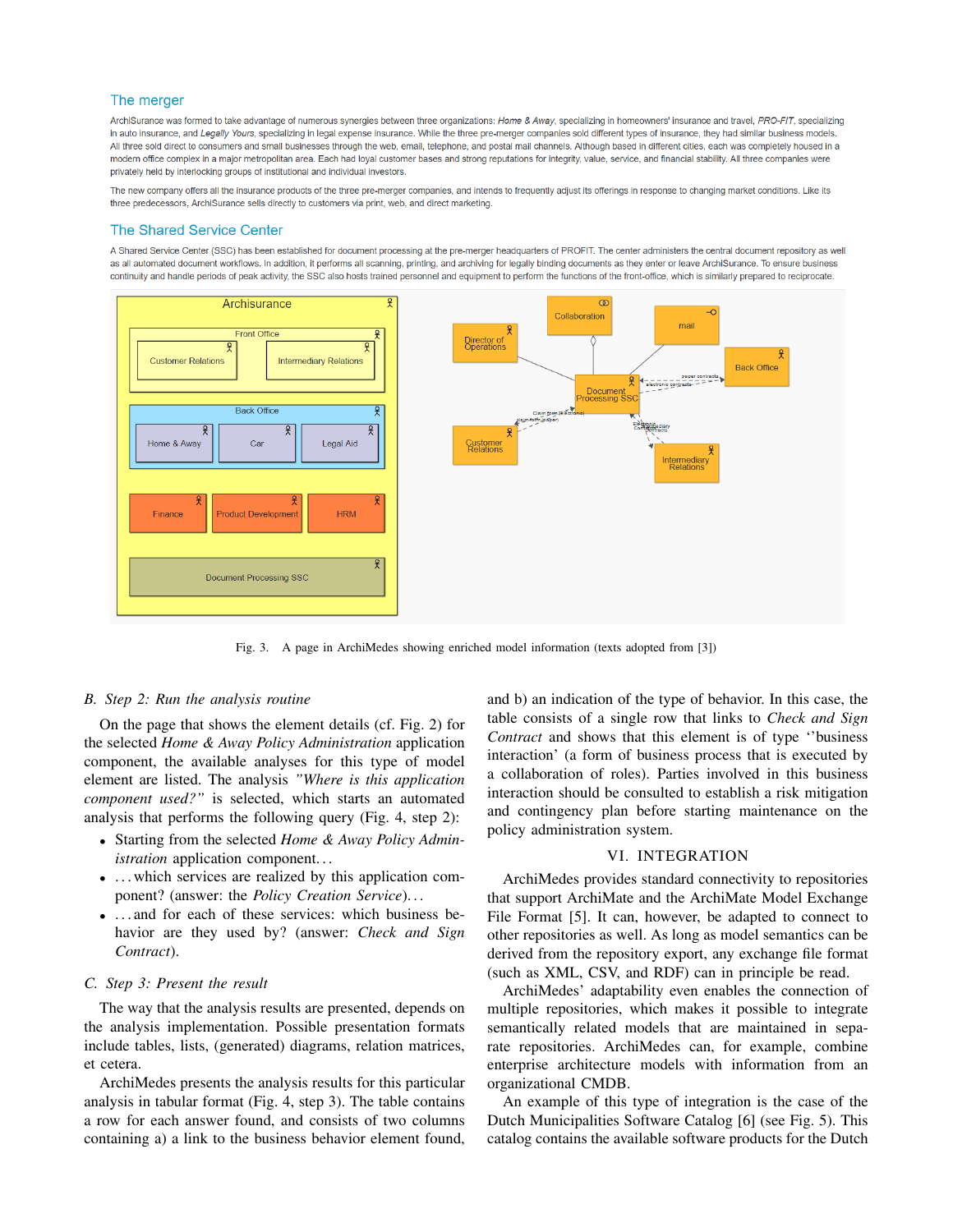## The merger

ArchiSurance was formed to take advantage of numerous synergies between three organizations: *Home & Away*, specializing in homeowners' insurance and travel, *PRO-FIT*, specializing in auto insurance, and *Legally Yours*, specializing in legal expense insurance. While the three pre-merger companies sold different types of insurance, they had similar business models. All three sold direct to consumers and small businesses through the web, email, telephone, and postal mail channels. Although based in different cities, each was completely housed in a modern office complex in a major metropolitan area. Each had loyal customer bases and strong reputations for integrity, value, service, and financial stability. All three companies were privately held by interlocking groups of institutional and individual investors.

The new company offers all the insurance products of the three pre-merger companies, and intends to frequently adjust its offerings in response to changing market conditions. Like its three predecessors, ArchiSurance sells directly to customers via print, web, and direct marketing.

## The Shared Service Center

A Shared Service Center (SSC) has been established for document processing at the pre-merger headquarters of PROFIT. The center administers the central document repository as well as all automated document workflows. In addition, it performs all scanning, printing, and archiving for legally binding documents as they enter or leave ArchiSurance. To ensure business continuity and handle periods of peak activity, the SSC also hosts trained personnel and equipment to perform the functions of the front-office, which is similarly prepared to reciprocate.

Fig. 3. A page in ArchiMedes showing enriched model information (texts adopted from [3])

### B. Step 2: Run the analysis routine

On the page that shows the element details (cf. Fig. 2) for the selected *Home & Away Policy Administration* application component, the available analyses for this type of model element are listed. The analysis *"Where is this application component used?"* is selected, which starts an automated analysis that performs the following query (Fig. 4, step 2):

- Starting from the selected *Home & Away Policy Administration* application component...
- ...which services are realized by this application component? (answer: the *Policy Creation Service*)...
- ...and for each of these services: which business behavior are they used by? (answer: *Check and Sign Contract*).

### C. Step 3: Present the result

The way that the analysis results are presented, depends on the analysis implementation. Possible presentation formats include tables, lists, (generated) diagrams, relation matrices, et cetera.

ArchiMedes presents the analysis results for this particular analysis in tabular format (Fig. 4, step 3). The table contains a row for each answer found, and consists of two columns containing a) a link to the business behavior element found, and b) an indication of the type of behavior. In this case, the table consists of a single row that links to *Check and Sign Contract* and shows that this element is of type ''business interaction' (a form of business process that is executed by a collaboration of roles). Parties involved in this business interaction should be consulted to establish a risk mitigation and contingency plan before starting maintenance on the policy administration system.

## VI. Integration

ArchiMedes provides standard connectivity to repositories that support ArchiMate and the ArchiMate Model Exchange File Format [5]. It can, however, be adapted to connect to other repositories as well. As long as model semantics can be derived from the repository export, any exchange file format (such as XML, CSV, and RDF) can in principle be read.

ArchiMedes' adaptability even enables the connection of multiple repositories, which makes it possible to integrate semantically related models that are maintained in separate repositories. ArchiMedes can, for example, combine enterprise architecture models with information from an organizational CMDB.

An example of this type of integration is the case of the Dutch Municipalities Software Catalog [6] (see Fig. 5). This catalog contains the available software products for the Dutch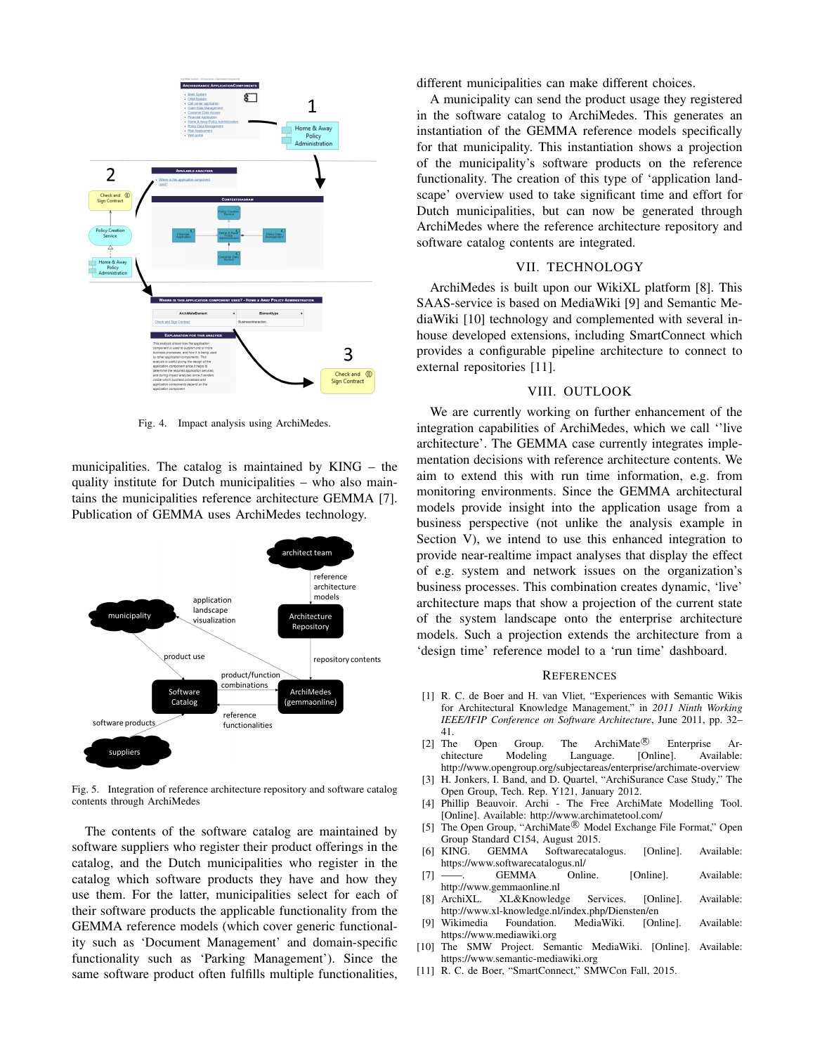Fig. 4. Impact analysis using ArchiMedes.

municipalities. The catalog is maintained by KING – the quality institute for Dutch municipalities – who also maintains the municipalities reference architecture GEMMA [7]. Publication of GEMMA uses ArchiMedes technology.

architect team
reference architecture models
municipality
application landscape visualization
Architecture Repository
product use
repository contents
product/function combinations
Software Catalog
ArchiMedes (gemmaonline)
reference functionalities
software products
suppliers

Fig. 5. Integration of reference architecture repository and software catalog contents through ArchiMedes

The contents of the software catalog are maintained by software suppliers who register their product offerings in the catalog, and the Dutch municipalities who register in the catalog which software products they have and how they use them. For the latter, municipalities select for each of their software products the applicable functionality from the GEMMA reference models (which cover generic functionality such as 'Document Management' and domain-specific functionality such as 'Parking Management'). Since the same software product often fulfills multiple functionalities, different municipalities can make different choices.

A municipality can send the product usage they registered in the software catalog to ArchiMedes. This generates an instantiation of the GEMMA reference models specifically for that municipality. This instantiation shows a projection of the municipality's software products on the reference functionality. The creation of this type of 'application landscape' overview used to take significant time and effort for Dutch municipalities, but can now be generated through ArchiMedes where the reference architecture repository and software catalog contents are integrated.

## VII. Technology

ArchiMedes is built upon our WikiXL platform [8]. This SAAS-service is based on MediaWiki [9] and Semantic MediaWiki [10] technology and complemented with several in-house developed extensions, including SmartConnect which provides a configurable pipeline architecture to connect to external repositories [11].

## VIII. Outlook

We are currently working on further enhancement of the integration capabilities of ArchiMedes, which we call ''live architecture'. The GEMMA case currently integrates implementation decisions with reference architecture contents. We aim to extend this with run time information, e.g. from monitoring environments. Since the GEMMA architectural models provide insight into the application usage from a business perspective (not unlike the analysis example in Section V), we intend to use this enhanced integration to provide near-realtime impact analyses that display the effect of e.g. system and network issues on the organization's business processes. This combination creates dynamic, 'live' architecture maps that show a projection of the current state of the system landscape onto the enterprise architecture models. Such a projection extends the architecture from a 'design time' reference model to a 'run time' dashboard.

## References

[1] R. C. de Boer and H. van Vliet, "Experiences with Semantic Wikis for Architectural Knowledge Management," in *2011 Ninth Working IEEE/IFIP Conference on Software Architecture*, June 2011, pp. 32–41.

[2] The Open Group. The ArchiMate® Enterprise Architecture Modeling Language. [Online]. Available: http://www.opengroup.org/subjectareas/enterprise/archimate-overview

[3] H. Jonkers, I. Band, and D. Quartel, "ArchiSurance Case Study," The Open Group, Tech. Rep. Y121, January 2012.

[4] Phillip Beauvoir. Archi - The Free ArchiMate Modelling Tool. [Online]. Available: http://www.archimatetool.com/

[5] The Open Group, "ArchiMate® Model Exchange File Format," Open Group Standard C154, August 2015.

[6] KING. GEMMA Softwarecatalogus. [Online]. Available: https://www.softwarecatalogus.nl/

[7] ——. GEMMA Online. [Online]. Available: http://www.gemmaonline.nl

[8] ArchiXL. XL&Knowledge Services. [Online]. Available: http://www.xl-knowledge.nl/index.php/Diensten/en

[9] Wikimedia Foundation. MediaWiki. [Online]. Available: https://www.mediawiki.org

[10] The SMW Project. Semantic MediaWiki. [Online]. Available: https://www.semantic-mediawiki.org

[11] R. C. de Boer, "SmartConnect," SMWCon Fall, 2015.